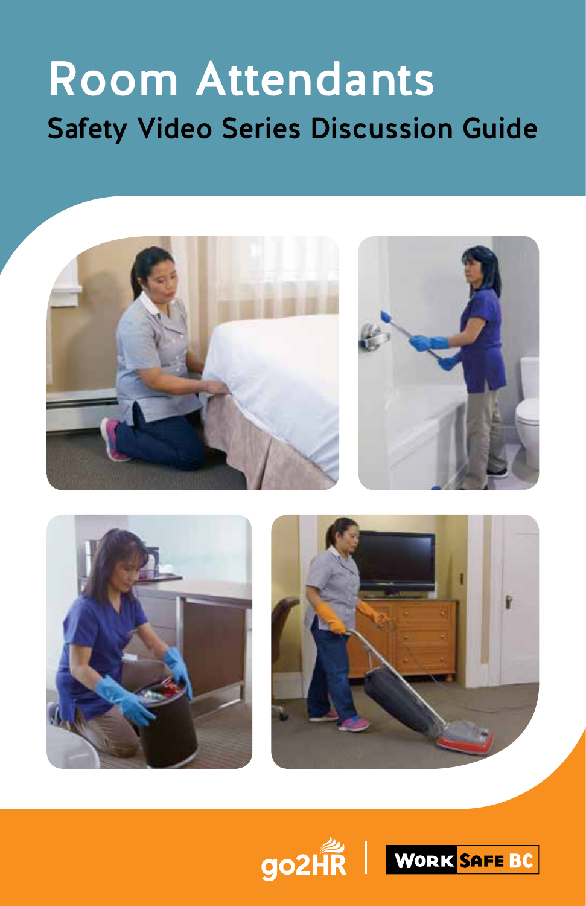# Room Attendants

## Safety Video Series Discussion Guide

go2HR | WorkSafeBC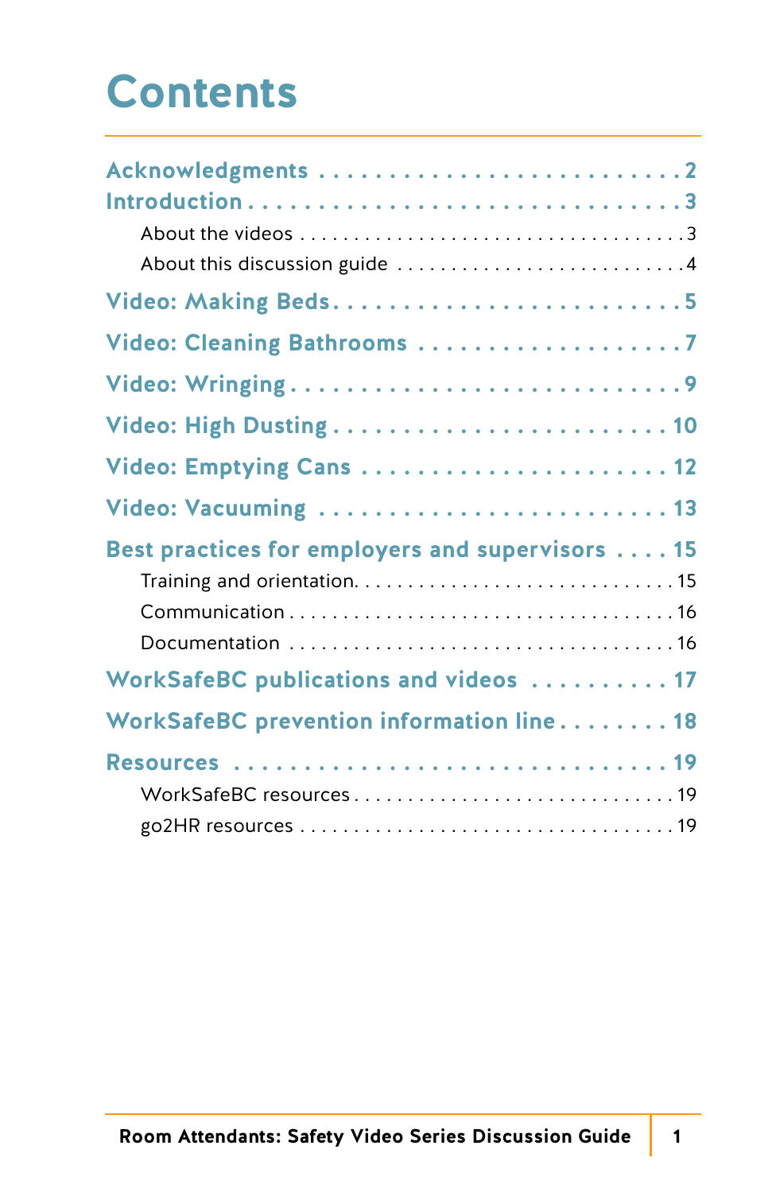# Contents

- Acknowledgments . . . . . 2
- Introduction . . . . . 3
  - About the videos . . . . . 3
  - About this discussion guide . . . . . 4
- Video: Making Beds . . . . . 5
- Video: Cleaning Bathrooms . . . . . 7
- Video: Wringing . . . . . 9
- Video: High Dusting . . . . . 10
- Video: Emptying Cans . . . . . 12
- Video: Vacuuming . . . . . 13
- Best practices for employers and supervisors . . . . . 15
  - Training and orientation . . . . . 15
  - Communication . . . . . 16
  - Documentation . . . . . 16
- WorkSafeBC publications and videos . . . . . 17
- WorkSafeBC prevention information line . . . . . 18
- Resources . . . . . 19
  - WorkSafeBC resources . . . . . 19
  - go2HR resources . . . . . 19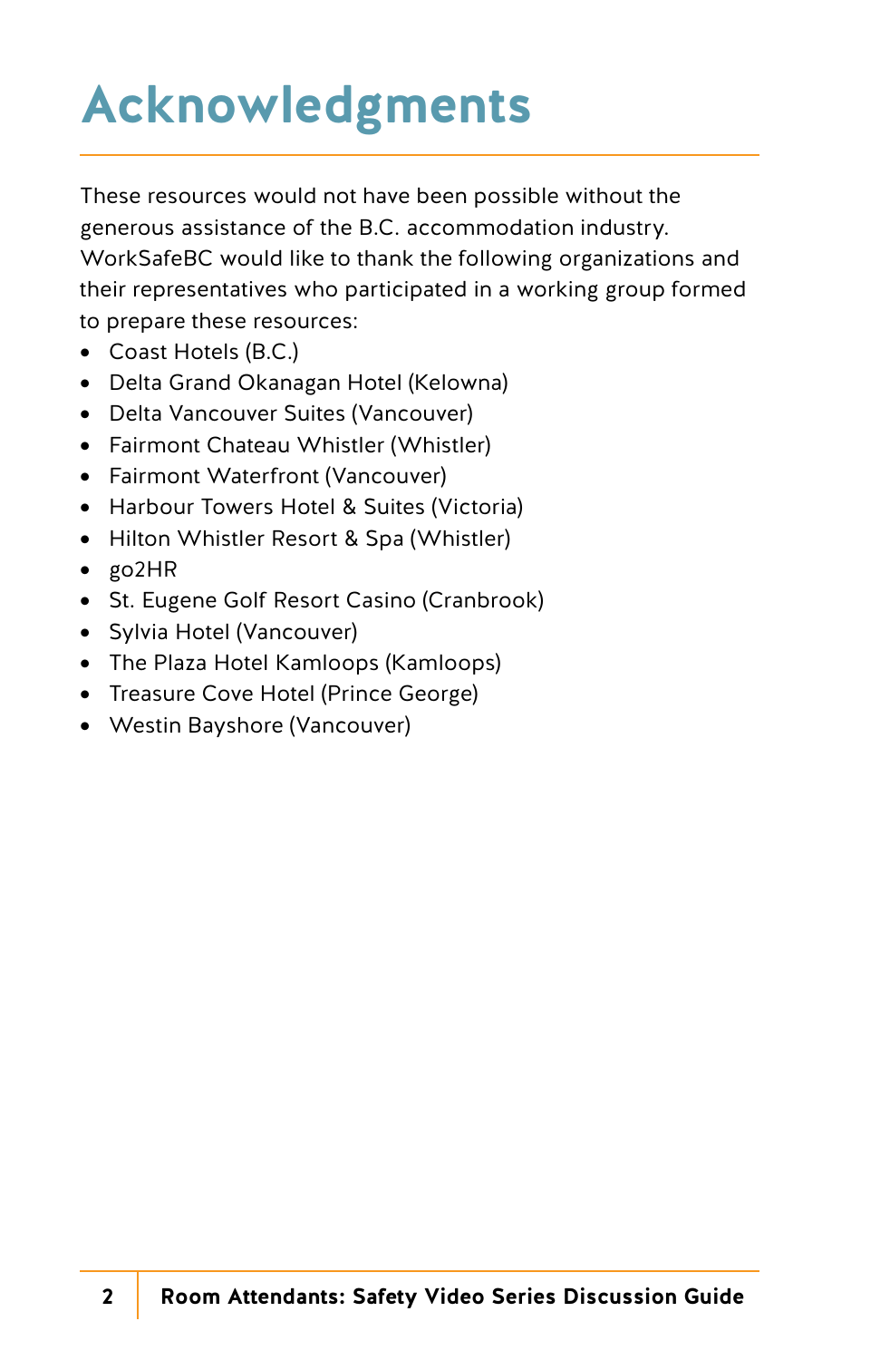# Acknowledgments

These resources would not have been possible without the generous assistance of the B.C. accommodation industry. WorkSafeBC would like to thank the following organizations and their representatives who participated in a working group formed to prepare these resources:

- Coast Hotels (B.C.)
- Delta Grand Okanagan Hotel (Kelowna)
- Delta Vancouver Suites (Vancouver)
- Fairmont Chateau Whistler (Whistler)
- Fairmont Waterfront (Vancouver)
- Harbour Towers Hotel & Suites (Victoria)
- Hilton Whistler Resort & Spa (Whistler)
- go2HR
- St. Eugene Golf Resort Casino (Cranbrook)
- Sylvia Hotel (Vancouver)
- The Plaza Hotel Kamloops (Kamloops)
- Treasure Cove Hotel (Prince George)
- Westin Bayshore (Vancouver)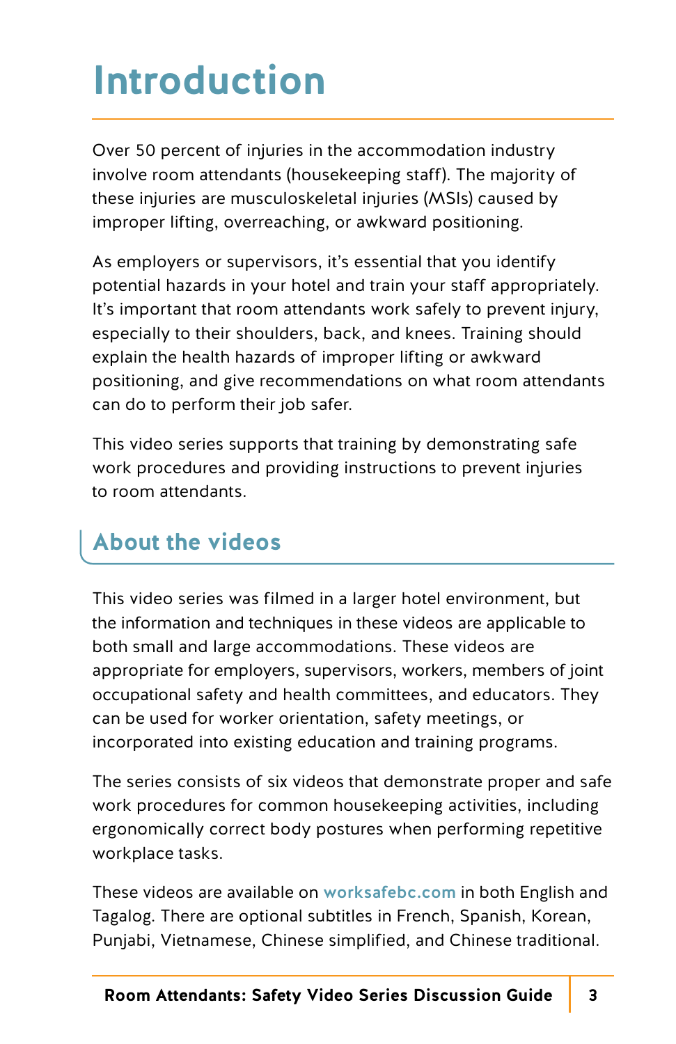# Introduction

Over 50 percent of injuries in the accommodation industry involve room attendants (housekeeping staff). The majority of these injuries are musculoskeletal injuries (MSIs) caused by improper lifting, overreaching, or awkward positioning.

As employers or supervisors, it's essential that you identify potential hazards in your hotel and train your staff appropriately. It's important that room attendants work safely to prevent injury, especially to their shoulders, back, and knees. Training should explain the health hazards of improper lifting or awkward positioning, and give recommendations on what room attendants can do to perform their job safer.

This video series supports that training by demonstrating safe work procedures and providing instructions to prevent injuries to room attendants.

## About the videos

This video series was filmed in a larger hotel environment, but the information and techniques in these videos are applicable to both small and large accommodations. These videos are appropriate for employers, supervisors, workers, members of joint occupational safety and health committees, and educators. They can be used for worker orientation, safety meetings, or incorporated into existing education and training programs.

The series consists of six videos that demonstrate proper and safe work procedures for common housekeeping activities, including ergonomically correct body postures when performing repetitive workplace tasks.

These videos are available on **worksafebc.com** in both English and Tagalog. There are optional subtitles in French, Spanish, Korean, Punjabi, Vietnamese, Chinese simplified, and Chinese traditional.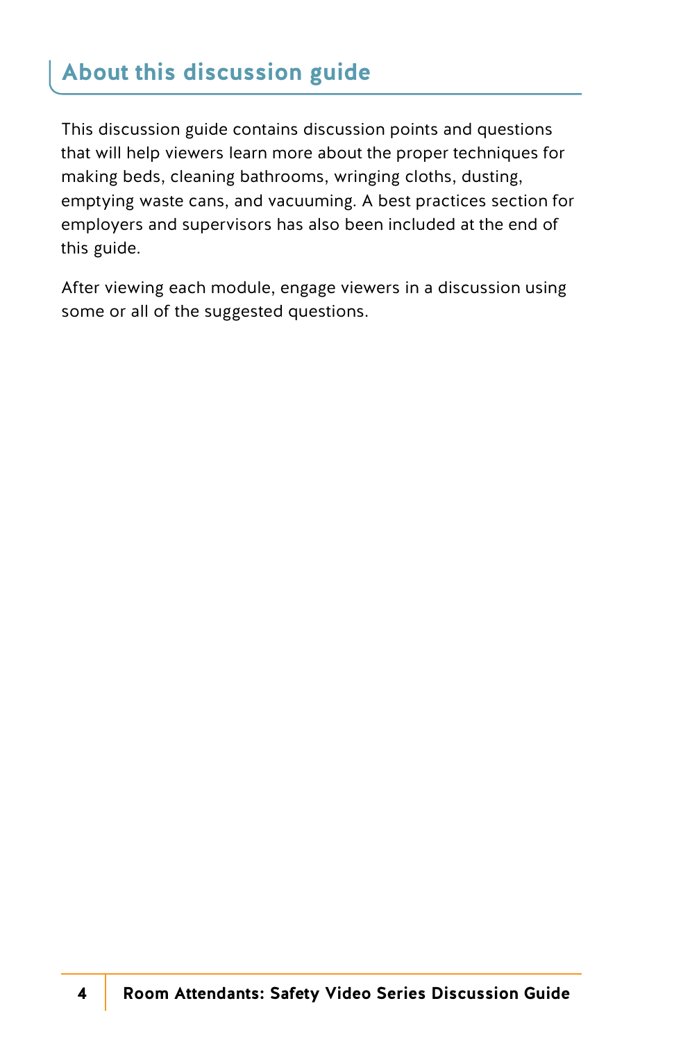## About this discussion guide

This discussion guide contains discussion points and questions that will help viewers learn more about the proper techniques for making beds, cleaning bathrooms, wringing cloths, dusting, emptying waste cans, and vacuuming. A best practices section for employers and supervisors has also been included at the end of this guide.

After viewing each module, engage viewers in a discussion using some or all of the suggested questions.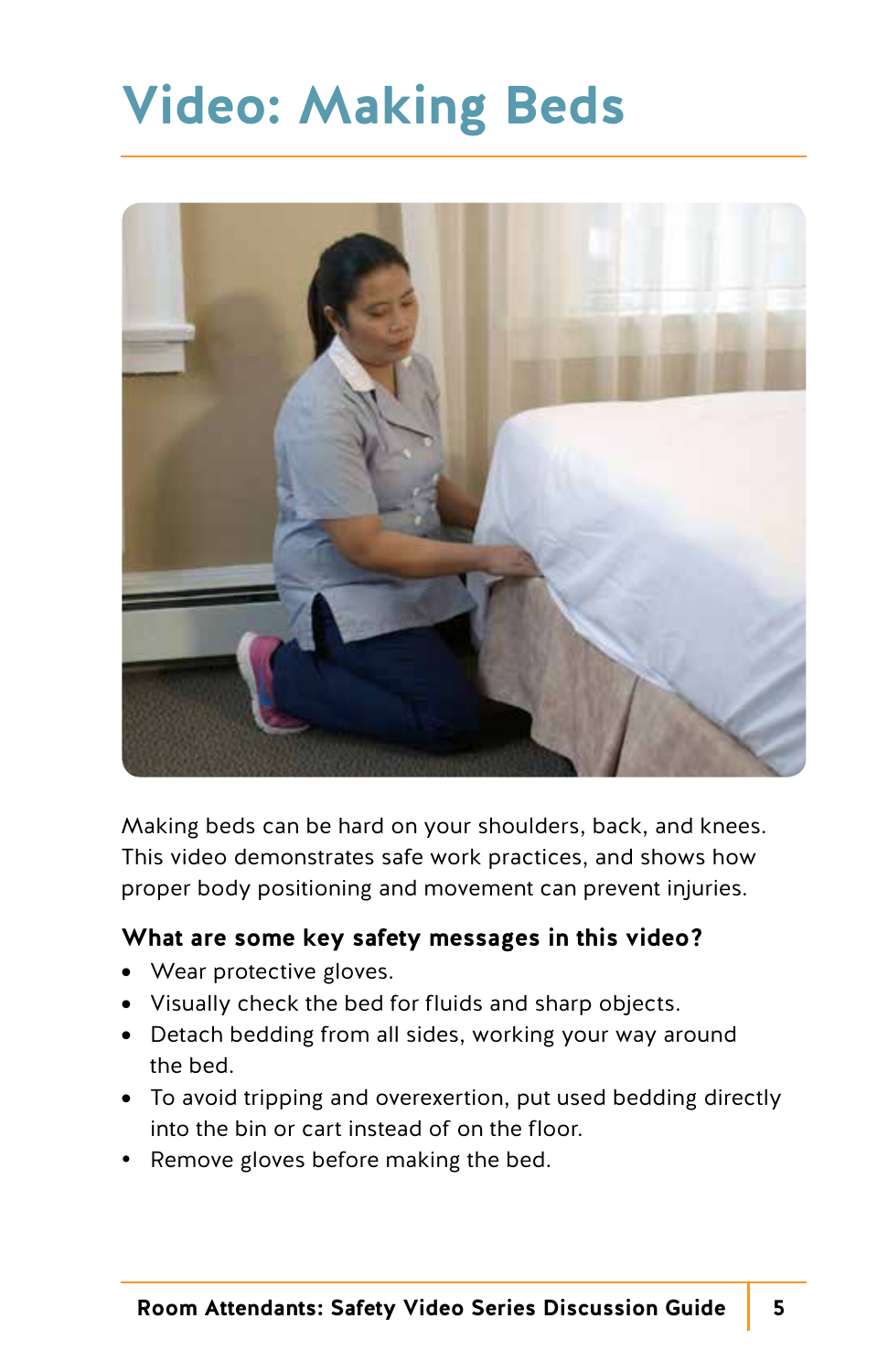# Video: Making Beds

Making beds can be hard on your shoulders, back, and knees. This video demonstrates safe work practices, and shows how proper body positioning and movement can prevent injuries.

### What are some key safety messages in this video?

- Wear protective gloves.
- Visually check the bed for fluids and sharp objects.
- Detach bedding from all sides, working your way around the bed.
- To avoid tripping and overexertion, put used bedding directly into the bin or cart instead of on the floor.
- Remove gloves before making the bed.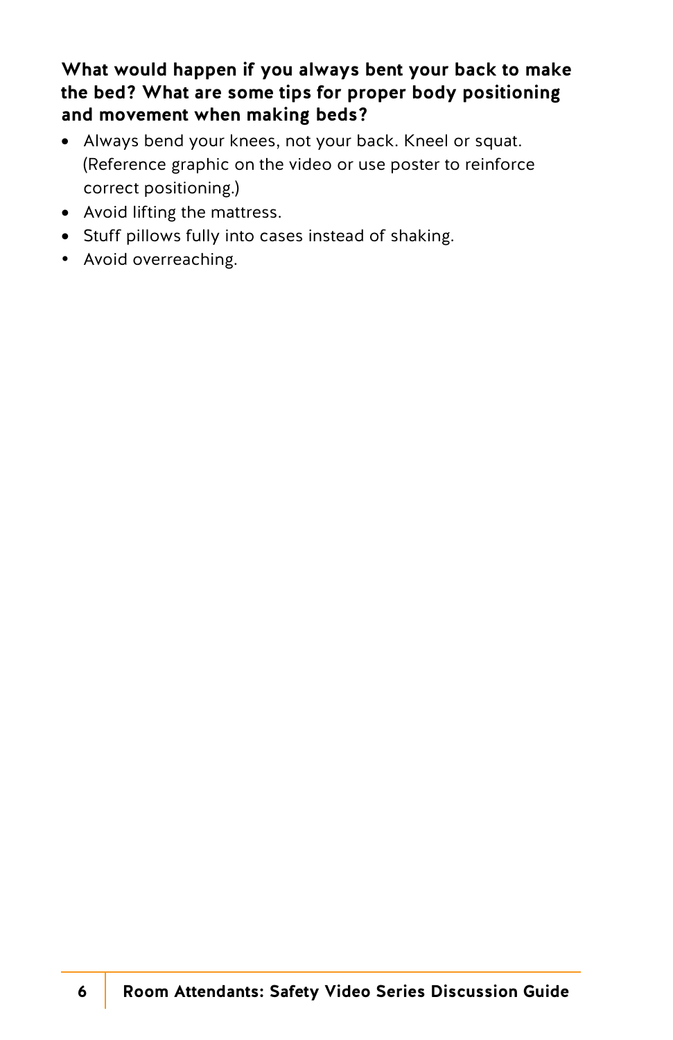**What would happen if you always bent your back to make the bed? What are some tips for proper body positioning and movement when making beds?**

- Always bend your knees, not your back. Kneel or squat. (Reference graphic on the video or use poster to reinforce correct positioning.)
- Avoid lifting the mattress.
- Stuff pillows fully into cases instead of shaking.
- Avoid overreaching.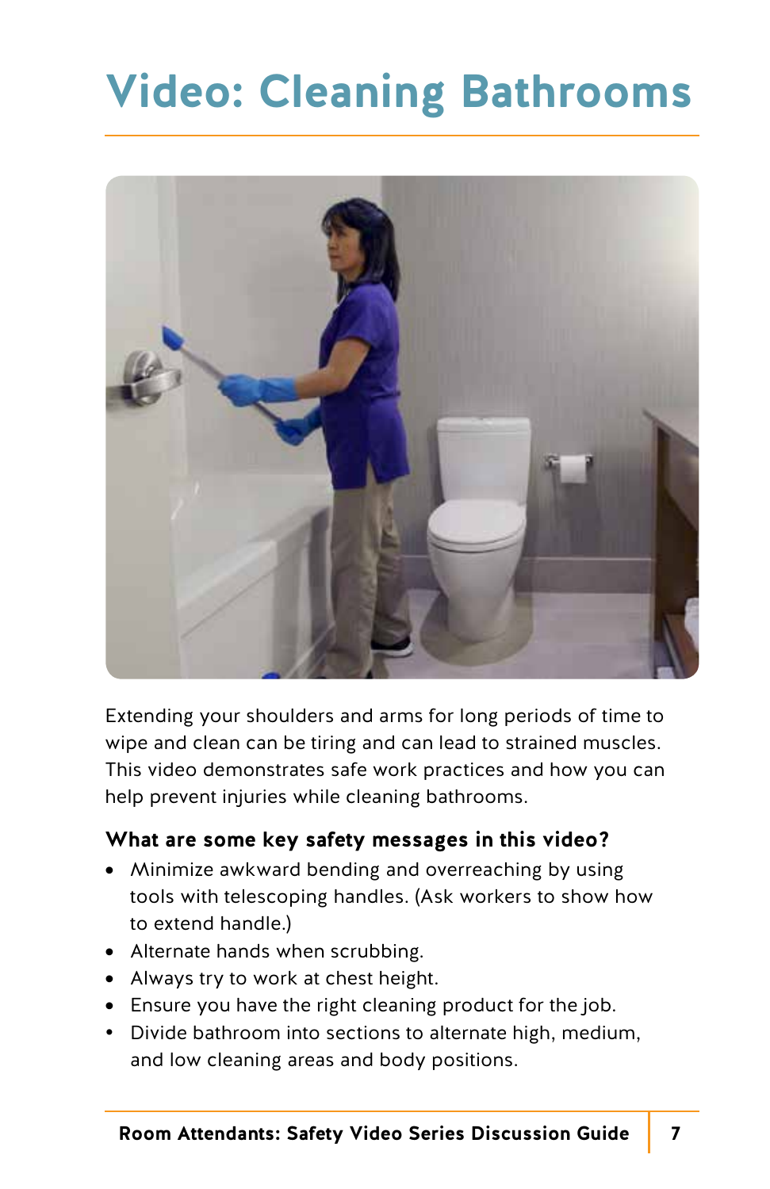# Video: Cleaning Bathrooms

Extending your shoulders and arms for long periods of time to wipe and clean can be tiring and can lead to strained muscles. This video demonstrates safe work practices and how you can help prevent injuries while cleaning bathrooms.

### What are some key safety messages in this video?

- Minimize awkward bending and overreaching by using tools with telescoping handles. (Ask workers to show how to extend handle.)
- Alternate hands when scrubbing.
- Always try to work at chest height.
- Ensure you have the right cleaning product for the job.
- Divide bathroom into sections to alternate high, medium, and low cleaning areas and body positions.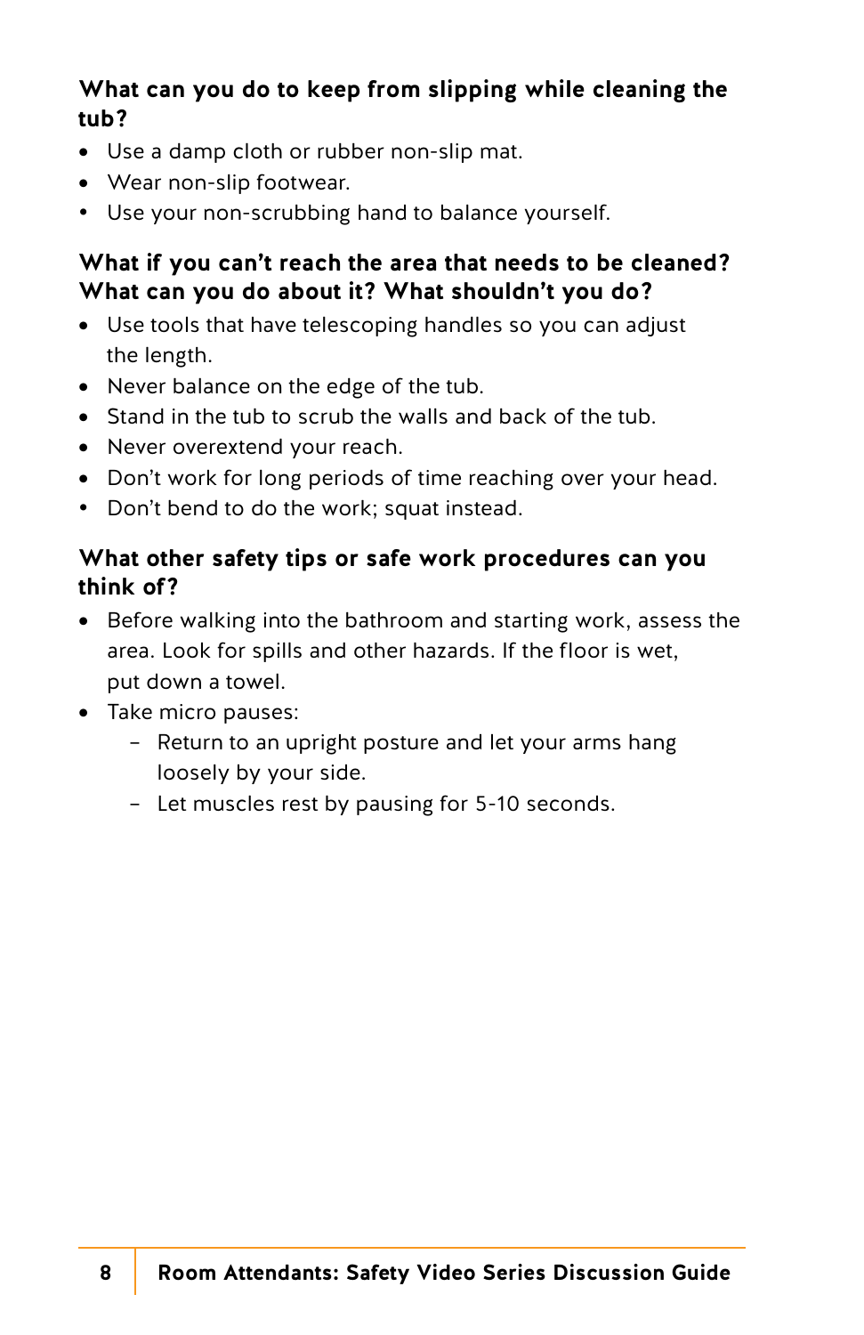**What can you do to keep from slipping while cleaning the tub?**

- Use a damp cloth or rubber non-slip mat.
- Wear non-slip footwear.
- Use your non-scrubbing hand to balance yourself.

**What if you can't reach the area that needs to be cleaned? What can you do about it? What shouldn't you do?**

- Use tools that have telescoping handles so you can adjust the length.
- Never balance on the edge of the tub.
- Stand in the tub to scrub the walls and back of the tub.
- Never overextend your reach.
- Don't work for long periods of time reaching over your head.
- Don't bend to do the work; squat instead.

**What other safety tips or safe work procedures can you think of?**

- Before walking into the bathroom and starting work, assess the area. Look for spills and other hazards. If the floor is wet, put down a towel.
- Take micro pauses:
  - Return to an upright posture and let your arms hang loosely by your side.
  - Let muscles rest by pausing for 5-10 seconds.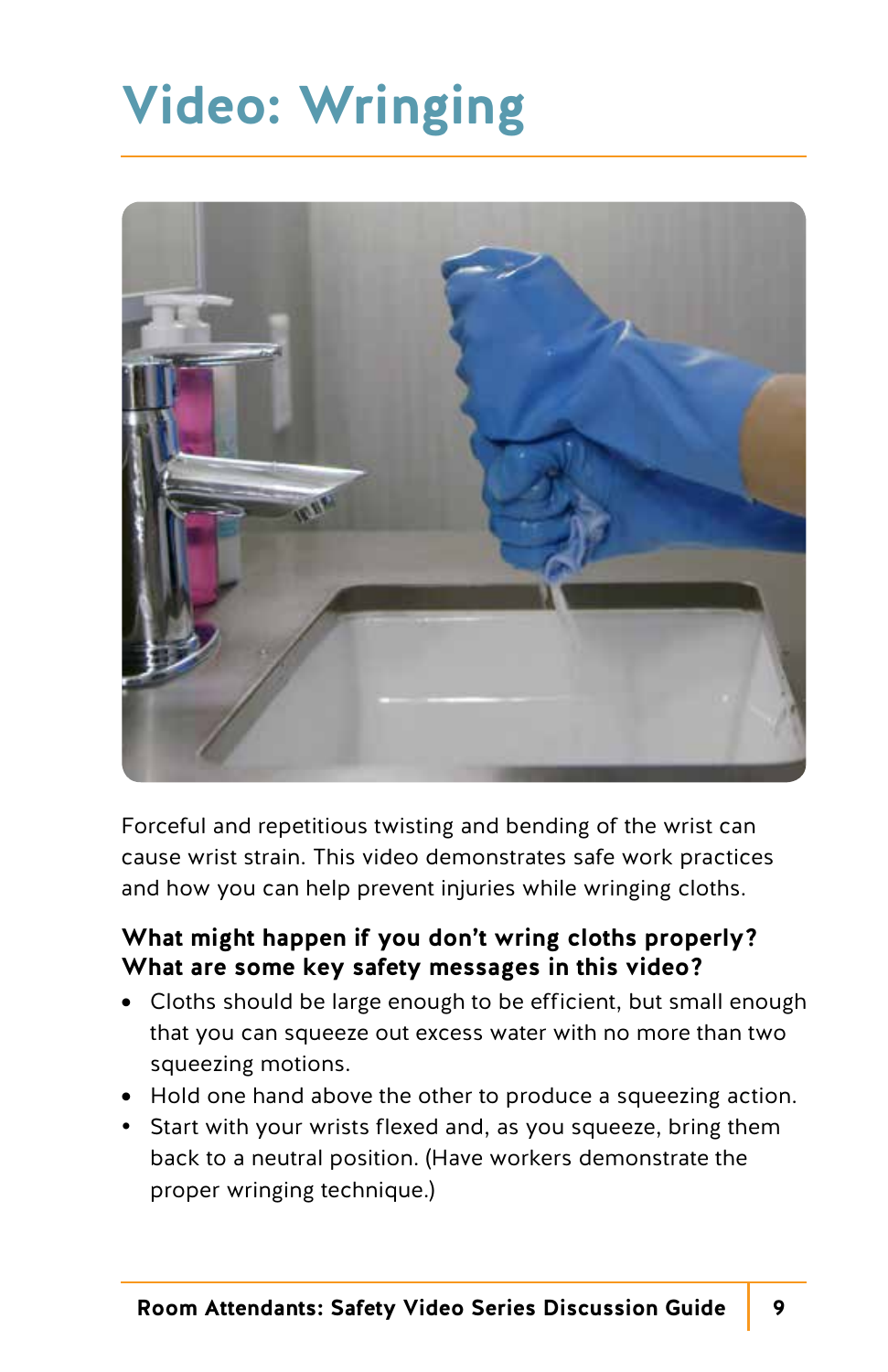# Video: Wringing

Forceful and repetitious twisting and bending of the wrist can cause wrist strain. This video demonstrates safe work practices and how you can help prevent injuries while wringing cloths.

**What might happen if you don't wring cloths properly? What are some key safety messages in this video?**

- Cloths should be large enough to be efficient, but small enough that you can squeeze out excess water with no more than two squeezing motions.
- Hold one hand above the other to produce a squeezing action.
- Start with your wrists flexed and, as you squeeze, bring them back to a neutral position. (Have workers demonstrate the proper wringing technique.)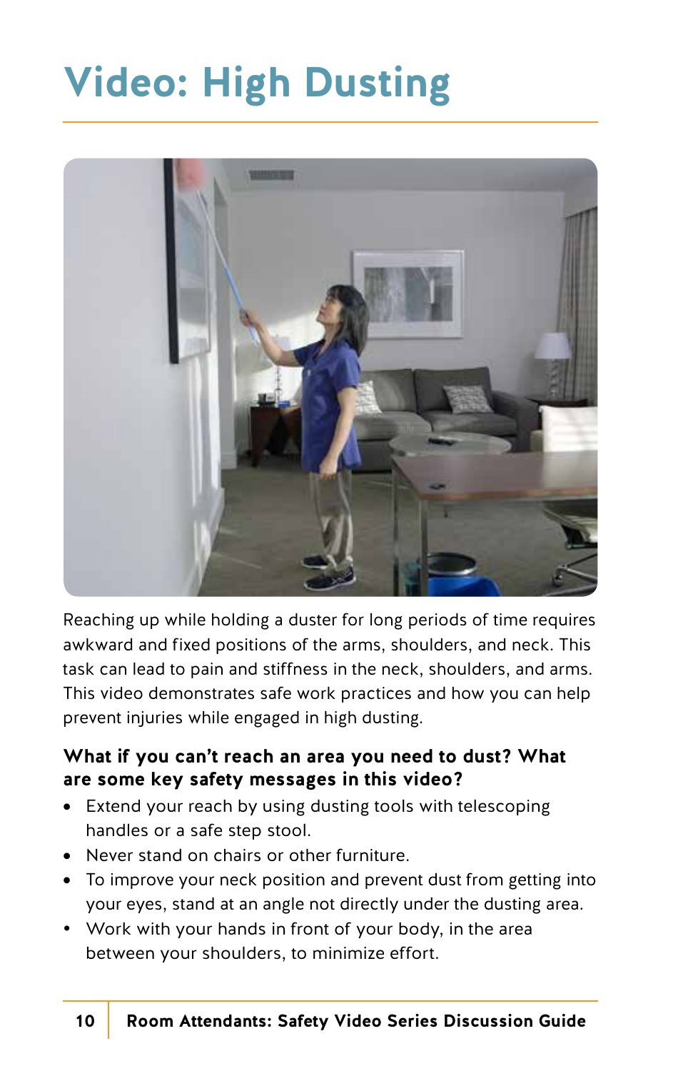# Video: High Dusting

Reaching up while holding a duster for long periods of time requires awkward and fixed positions of the arms, shoulders, and neck. This task can lead to pain and stiffness in the neck, shoulders, and arms. This video demonstrates safe work practices and how you can help prevent injuries while engaged in high dusting.

**What if you can't reach an area you need to dust? What are some key safety messages in this video?**

- Extend your reach by using dusting tools with telescoping handles or a safe step stool.
- Never stand on chairs or other furniture.
- To improve your neck position and prevent dust from getting into your eyes, stand at an angle not directly under the dusting area.
- Work with your hands in front of your body, in the area between your shoulders, to minimize effort.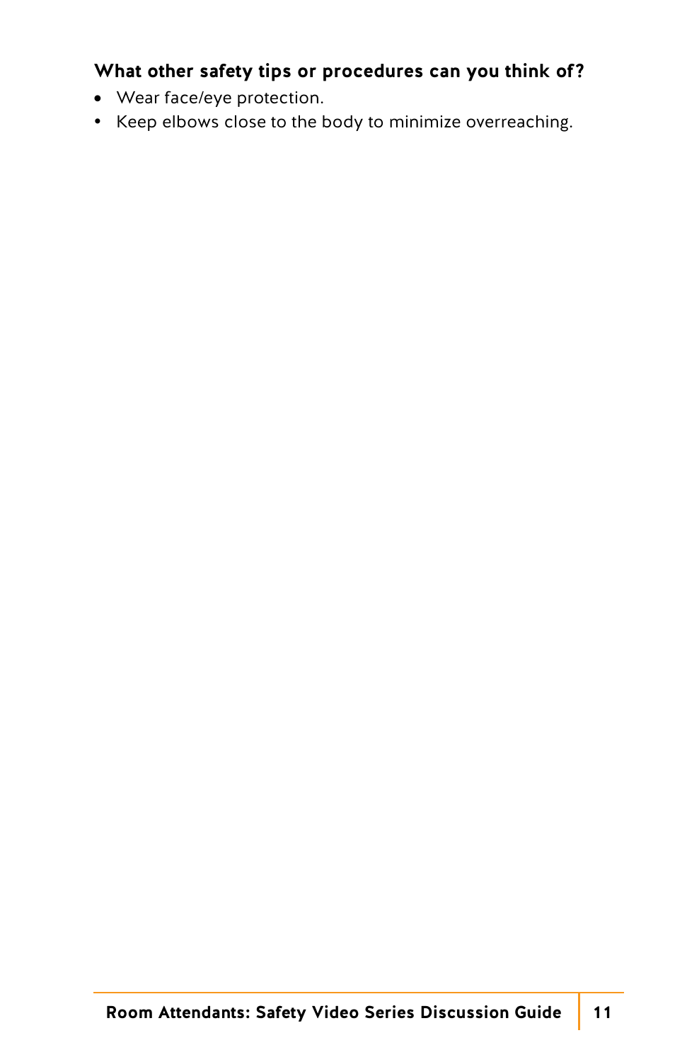### What other safety tips or procedures can you think of?

- Wear face/eye protection.
- Keep elbows close to the body to minimize overreaching.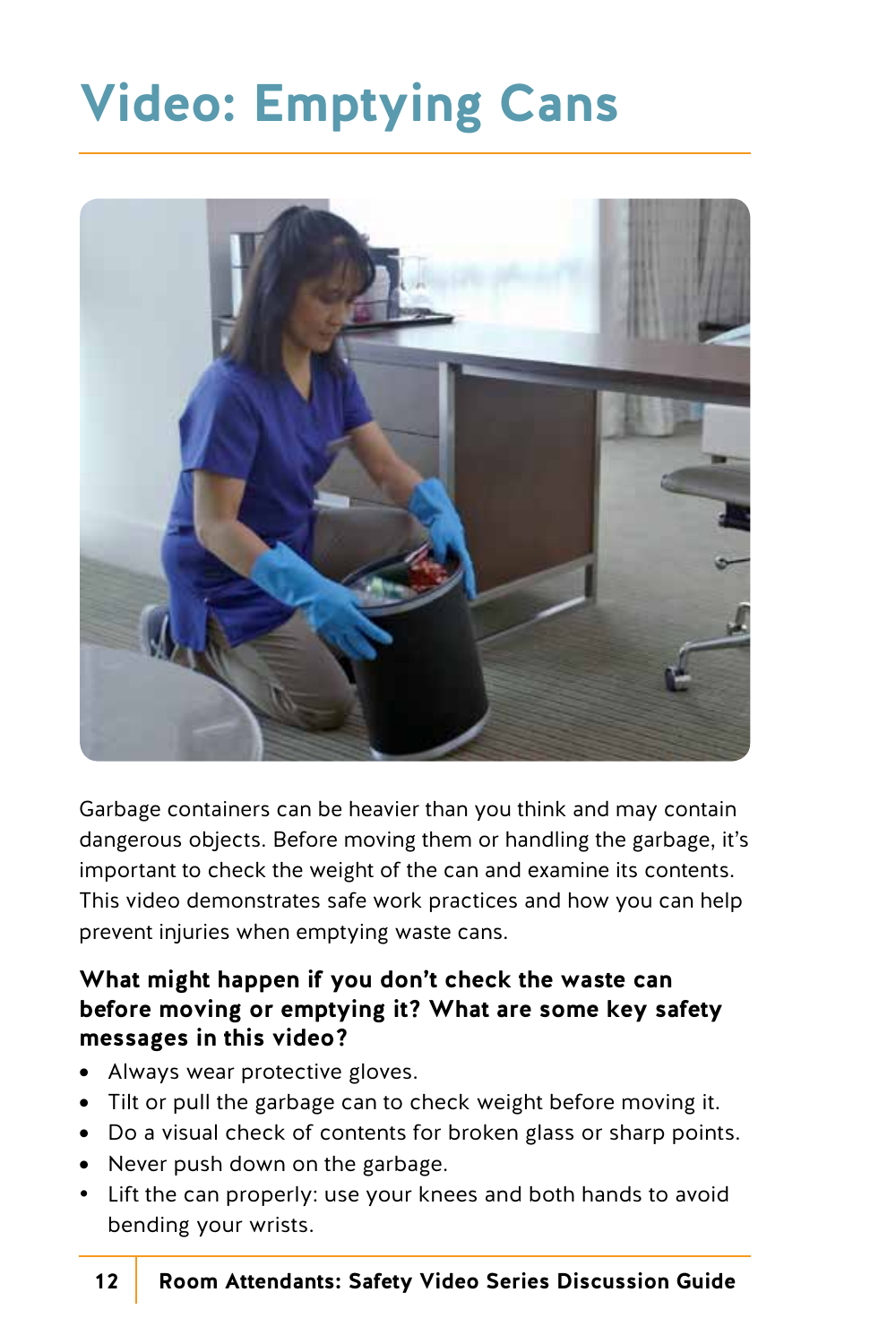# Video: Emptying Cans

Garbage containers can be heavier than you think and may contain dangerous objects. Before moving them or handling the garbage, it's important to check the weight of the can and examine its contents. This video demonstrates safe work practices and how you can help prevent injuries when emptying waste cans.

**What might happen if you don't check the waste can before moving or emptying it? What are some key safety messages in this video?**

- Always wear protective gloves.
- Tilt or pull the garbage can to check weight before moving it.
- Do a visual check of contents for broken glass or sharp points.
- Never push down on the garbage.
- Lift the can properly: use your knees and both hands to avoid bending your wrists.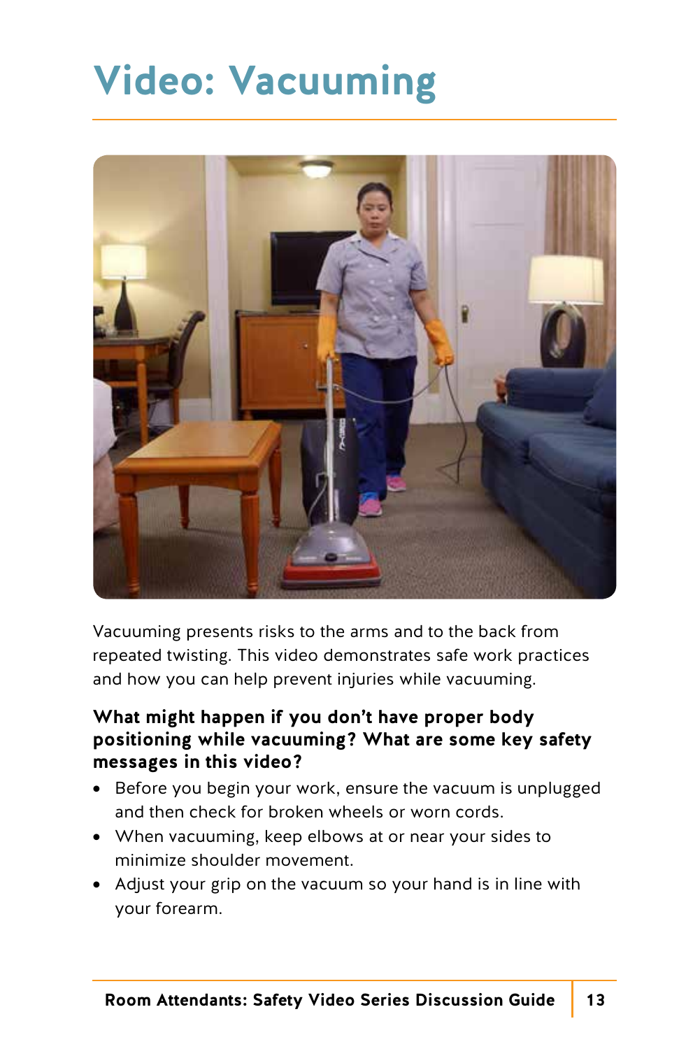# Video: Vacuuming

Vacuuming presents risks to the arms and to the back from repeated twisting. This video demonstrates safe work practices and how you can help prevent injuries while vacuuming.

**What might happen if you don't have proper body positioning while vacuuming? What are some key safety messages in this video?**

- Before you begin your work, ensure the vacuum is unplugged and then check for broken wheels or worn cords.
- When vacuuming, keep elbows at or near your sides to minimize shoulder movement.
- Adjust your grip on the vacuum so your hand is in line with your forearm.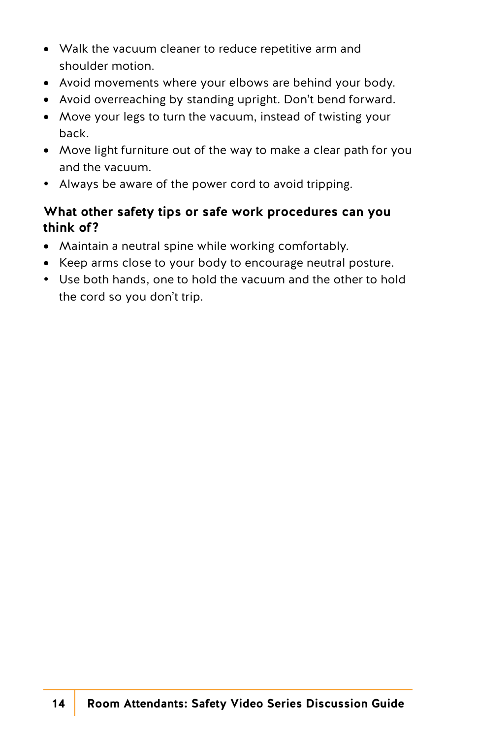- Walk the vacuum cleaner to reduce repetitive arm and shoulder motion.
- Avoid movements where your elbows are behind your body.
- Avoid overreaching by standing upright. Don't bend forward.
- Move your legs to turn the vacuum, instead of twisting your back.
- Move light furniture out of the way to make a clear path for you and the vacuum.
- Always be aware of the power cord to avoid tripping.

### What other safety tips or safe work procedures can you think of?

- Maintain a neutral spine while working comfortably.
- Keep arms close to your body to encourage neutral posture.
- Use both hands, one to hold the vacuum and the other to hold the cord so you don't trip.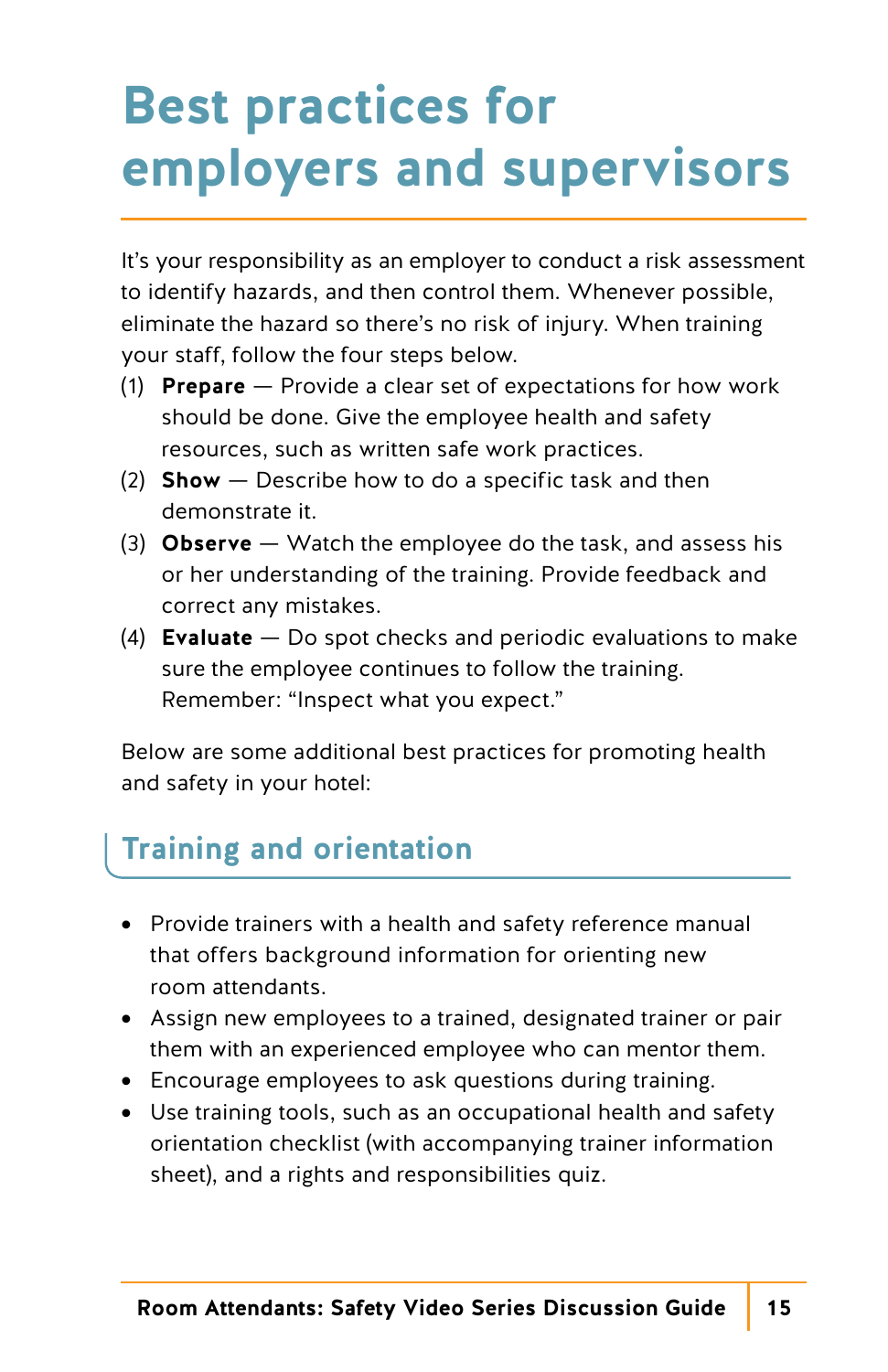# Best practices for employers and supervisors

It's your responsibility as an employer to conduct a risk assessment to identify hazards, and then control them. Whenever possible, eliminate the hazard so there's no risk of injury. When training your staff, follow the four steps below.

(1) **Prepare** — Provide a clear set of expectations for how work should be done. Give the employee health and safety resources, such as written safe work practices.

(2) **Show** — Describe how to do a specific task and then demonstrate it.

(3) **Observe** — Watch the employee do the task, and assess his or her understanding of the training. Provide feedback and correct any mistakes.

(4) **Evaluate** — Do spot checks and periodic evaluations to make sure the employee continues to follow the training. Remember: "Inspect what you expect."

Below are some additional best practices for promoting health and safety in your hotel:

## Training and orientation

- Provide trainers with a health and safety reference manual that offers background information for orienting new room attendants.
- Assign new employees to a trained, designated trainer or pair them with an experienced employee who can mentor them.
- Encourage employees to ask questions during training.
- Use training tools, such as an occupational health and safety orientation checklist (with accompanying trainer information sheet), and a rights and responsibilities quiz.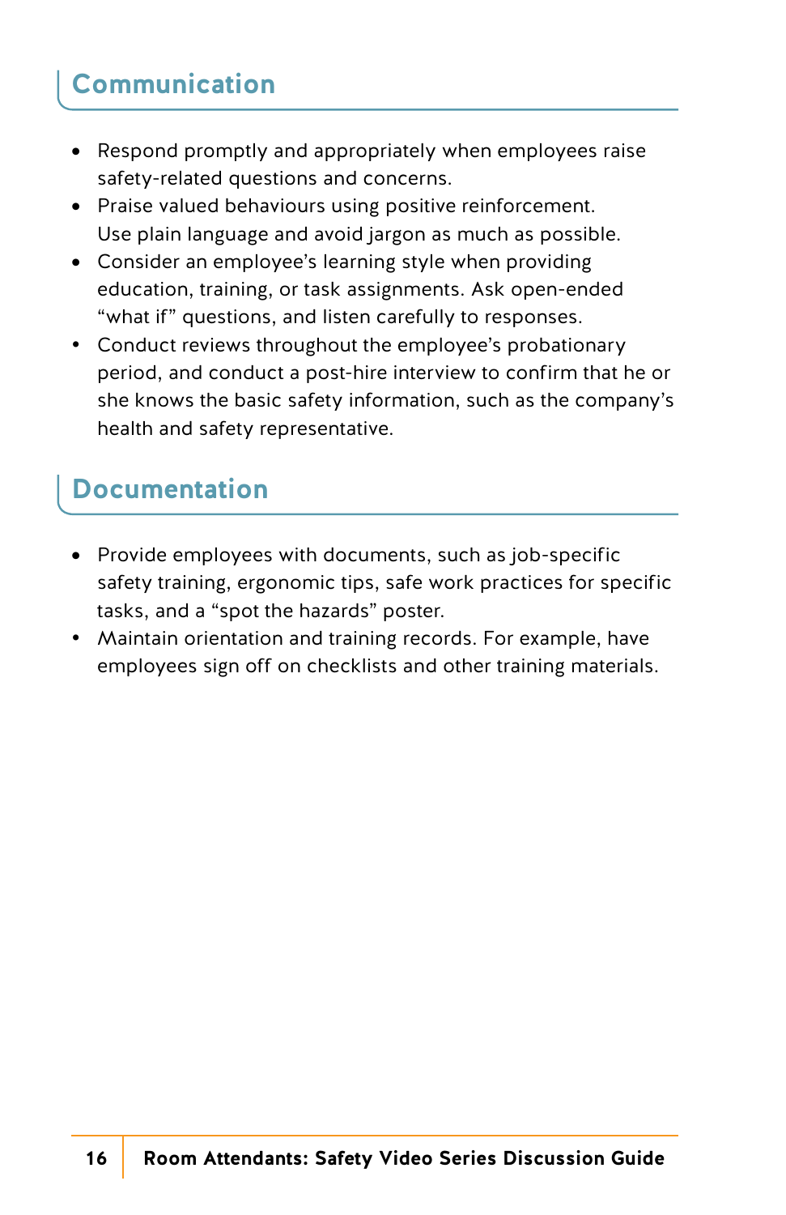## Communication

- Respond promptly and appropriately when employees raise safety-related questions and concerns.
- Praise valued behaviours using positive reinforcement. Use plain language and avoid jargon as much as possible.
- Consider an employee's learning style when providing education, training, or task assignments. Ask open-ended "what if" questions, and listen carefully to responses.
- Conduct reviews throughout the employee's probationary period, and conduct a post-hire interview to confirm that he or she knows the basic safety information, such as the company's health and safety representative.

## Documentation

- Provide employees with documents, such as job-specific safety training, ergonomic tips, safe work practices for specific tasks, and a "spot the hazards" poster.
- Maintain orientation and training records. For example, have employees sign off on checklists and other training materials.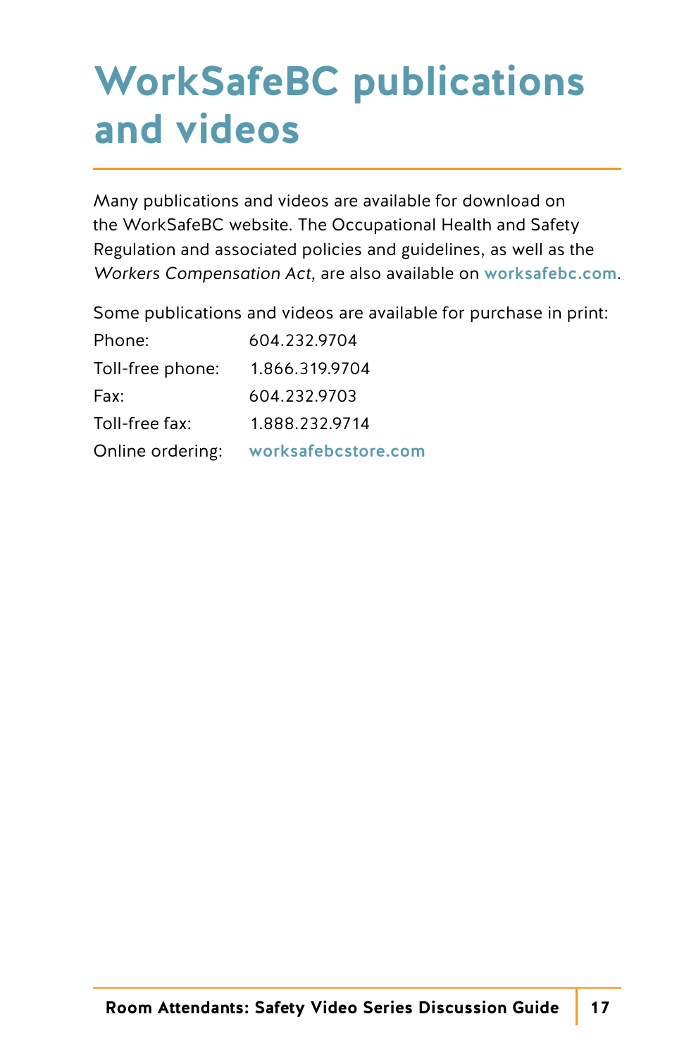# WorkSafeBC publications and videos

Many publications and videos are available for download on the WorkSafeBC website. The Occupational Health and Safety Regulation and associated policies and guidelines, as well as the *Workers Compensation Act*, are also available on **worksafebc.com**.

Some publications and videos are available for purchase in print:

| | |
|---|---|
| Phone: | 604.232.9704 |
| Toll-free phone: | 1.866.319.9704 |
| Fax: | 604.232.9703 |
| Toll-free fax: | 1.888.232.9714 |
| Online ordering: | **worksafebcstore.com** |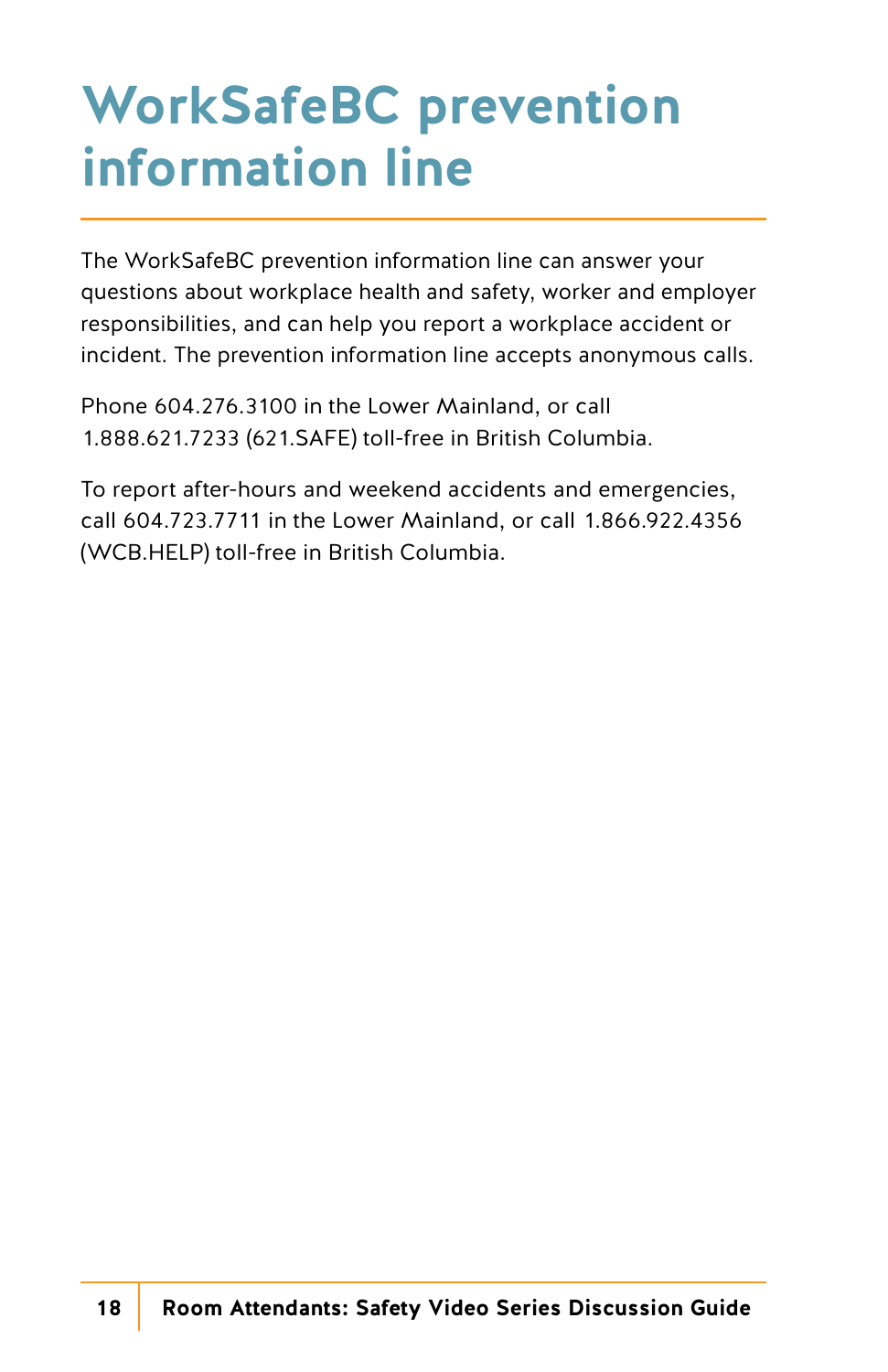# WorkSafeBC prevention information line

The WorkSafeBC prevention information line can answer your questions about workplace health and safety, worker and employer responsibilities, and can help you report a workplace accident or incident. The prevention information line accepts anonymous calls.

Phone 604.276.3100 in the Lower Mainland, or call 1.888.621.7233 (621.SAFE) toll-free in British Columbia.

To report after-hours and weekend accidents and emergencies, call 604.723.7711 in the Lower Mainland, or call 1.866.922.4356 (WCB.HELP) toll-free in British Columbia.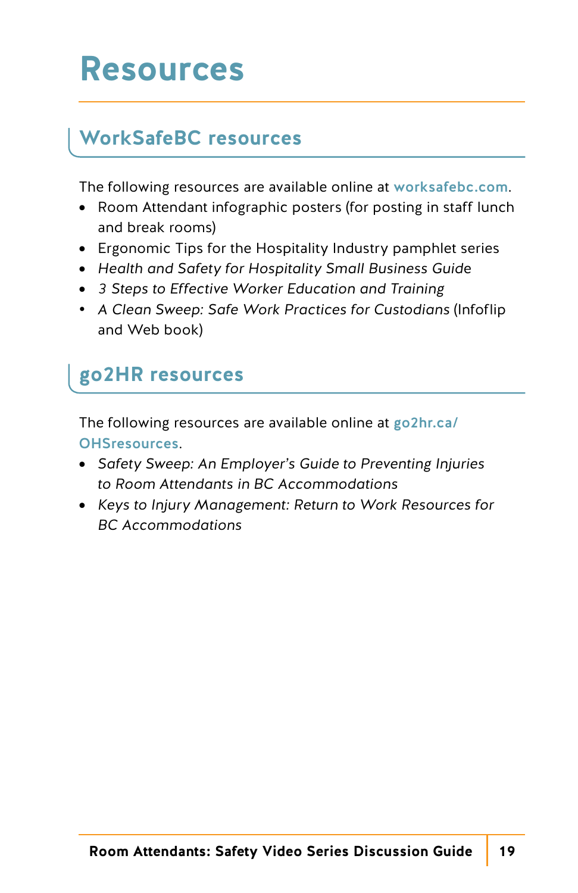# Resources

## WorkSafeBC resources

The following resources are available online at worksafebc.com.

- Room Attendant infographic posters (for posting in staff lunch and break rooms)
- Ergonomic Tips for the Hospitality Industry pamphlet series
- *Health and Safety for Hospitality Small Business Guide*
- *3 Steps to Effective Worker Education and Training*
- *A Clean Sweep: Safe Work Practices for Custodians* (Infoflip and Web book)

## go2HR resources

The following resources are available online at go2hr.ca/OHSresources.

- *Safety Sweep: An Employer's Guide to Preventing Injuries to Room Attendants in BC Accommodations*
- *Keys to Injury Management: Return to Work Resources for BC Accommodations*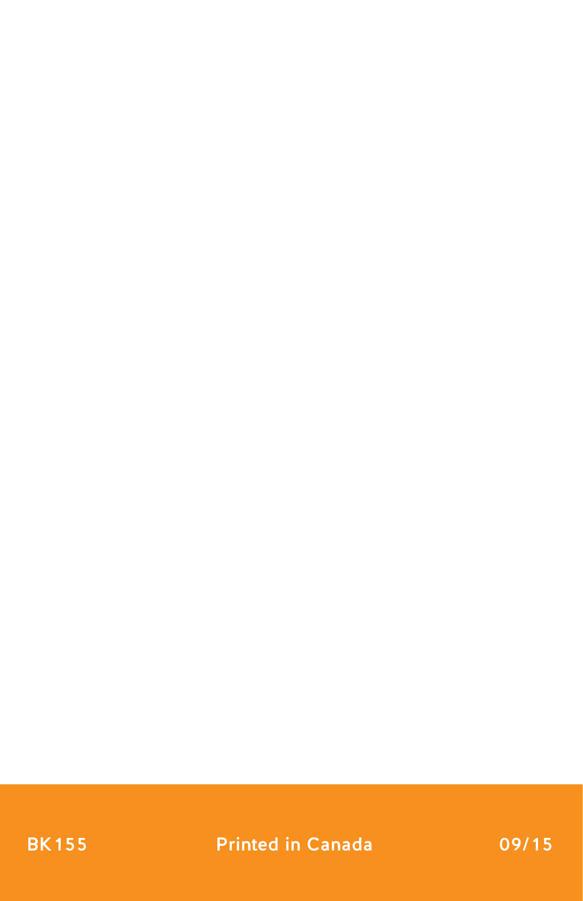BK155 Printed in Canada 09/15